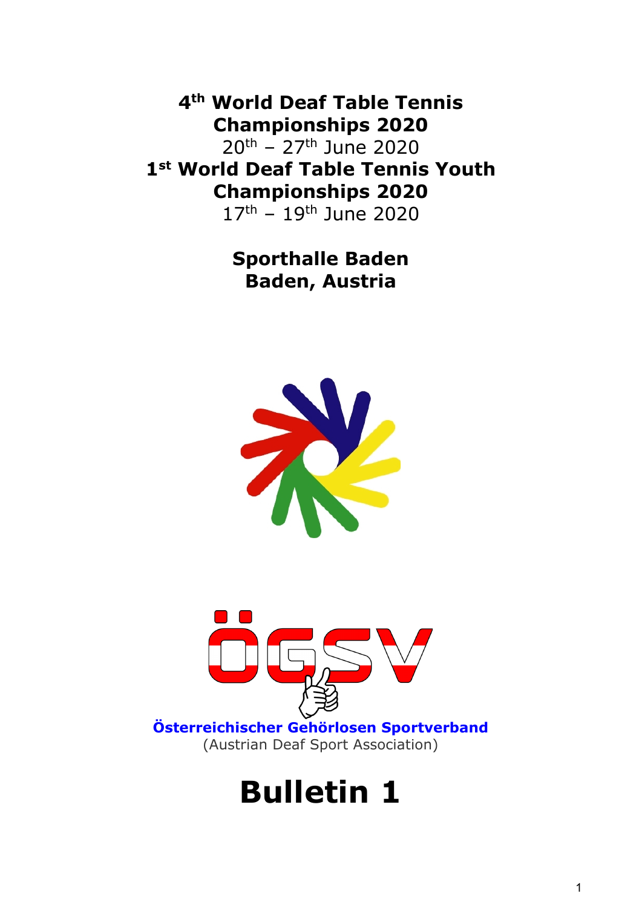# 4th World Deaf Table Tennis Championships 2020

20th – 27th June 2020

# 1st World Deaf Table Tennis Youth Championships 2020

17th – 19th June 2020

## Sporthalle Baden
## Baden, Austria

**Österreichischer Gehörlosen Sportverband**

(Austrian Deaf Sport Association)

# Bulletin 1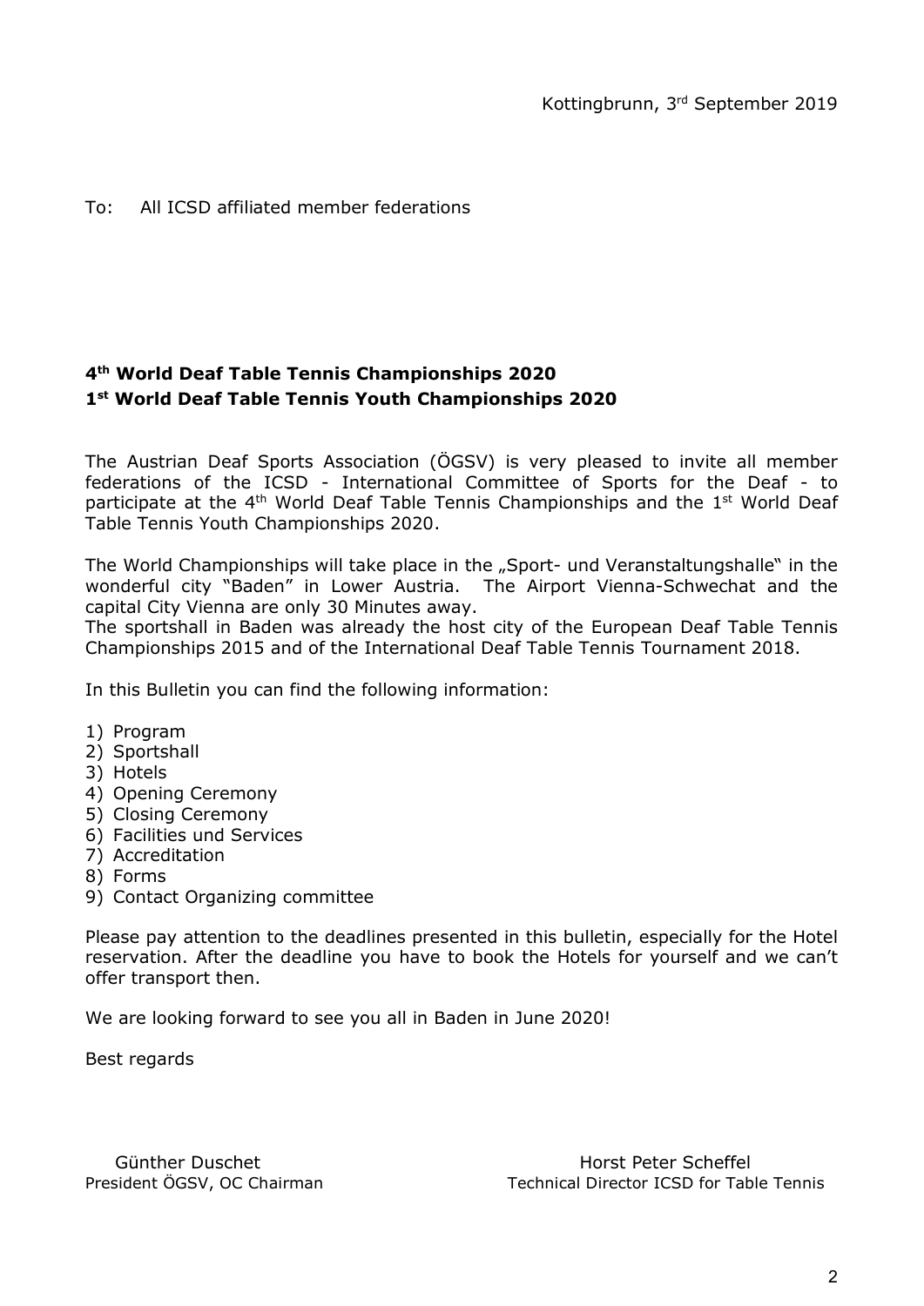Kottingbrunn, 3rd September 2019

To: All ICSD affiliated member federations

**4th World Deaf Table Tennis Championships 2020**
**1st World Deaf Table Tennis Youth Championships 2020**

The Austrian Deaf Sports Association (ÖGSV) is very pleased to invite all member federations of the ICSD - International Committee of Sports for the Deaf - to participate at the 4th World Deaf Table Tennis Championships and the 1st World Deaf Table Tennis Youth Championships 2020.

The World Championships will take place in the „Sport- und Veranstaltungshalle" in the wonderful city "Baden" in Lower Austria. The Airport Vienna-Schwechat and the capital City Vienna are only 30 Minutes away.
The sportshall in Baden was already the host city of the European Deaf Table Tennis Championships 2015 and of the International Deaf Table Tennis Tournament 2018.

In this Bulletin you can find the following information:

1) Program
2) Sportshall
3) Hotels
4) Opening Ceremony
5) Closing Ceremony
6) Facilities und Services
7) Accreditation
8) Forms
9) Contact Organizing committee

Please pay attention to the deadlines presented in this bulletin, especially for the Hotel reservation. After the deadline you have to book the Hotels for yourself and we can't offer transport then.

We are looking forward to see you all in Baden in June 2020!

Best regards

Günther Duschet
President ÖGSV, OC Chairman

Horst Peter Scheffel
Technical Director ICSD for Table Tennis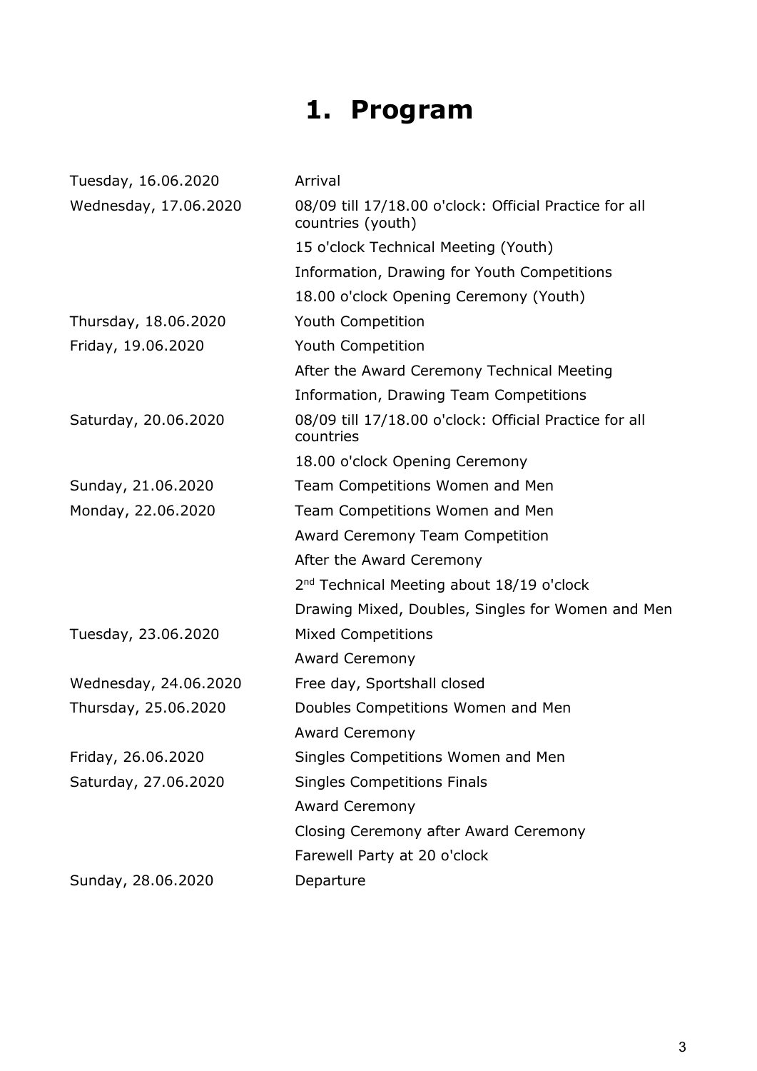# 1. Program

| | |
|---|---|
| Tuesday, 16.06.2020 | Arrival |
| Wednesday, 17.06.2020 | 08/09 till 17/18.00 o'clock: Official Practice for all countries (youth) |
| | 15 o'clock Technical Meeting (Youth) |
| | Information, Drawing for Youth Competitions |
| | 18.00 o'clock Opening Ceremony (Youth) |
| Thursday, 18.06.2020 | Youth Competition |
| Friday, 19.06.2020 | Youth Competition |
| | After the Award Ceremony Technical Meeting |
| | Information, Drawing Team Competitions |
| Saturday, 20.06.2020 | 08/09 till 17/18.00 o'clock: Official Practice for all countries |
| | 18.00 o'clock Opening Ceremony |
| Sunday, 21.06.2020 | Team Competitions Women and Men |
| Monday, 22.06.2020 | Team Competitions Women and Men |
| | Award Ceremony Team Competition |
| | After the Award Ceremony |
| | 2nd Technical Meeting about 18/19 o'clock |
| | Drawing Mixed, Doubles, Singles for Women and Men |
| Tuesday, 23.06.2020 | Mixed Competitions |
| | Award Ceremony |
| Wednesday, 24.06.2020 | Free day, Sportshall closed |
| Thursday, 25.06.2020 | Doubles Competitions Women and Men |
| | Award Ceremony |
| Friday, 26.06.2020 | Singles Competitions Women and Men |
| Saturday, 27.06.2020 | Singles Competitions Finals |
| | Award Ceremony |
| | Closing Ceremony after Award Ceremony |
| | Farewell Party at 20 o'clock |
| Sunday, 28.06.2020 | Departure |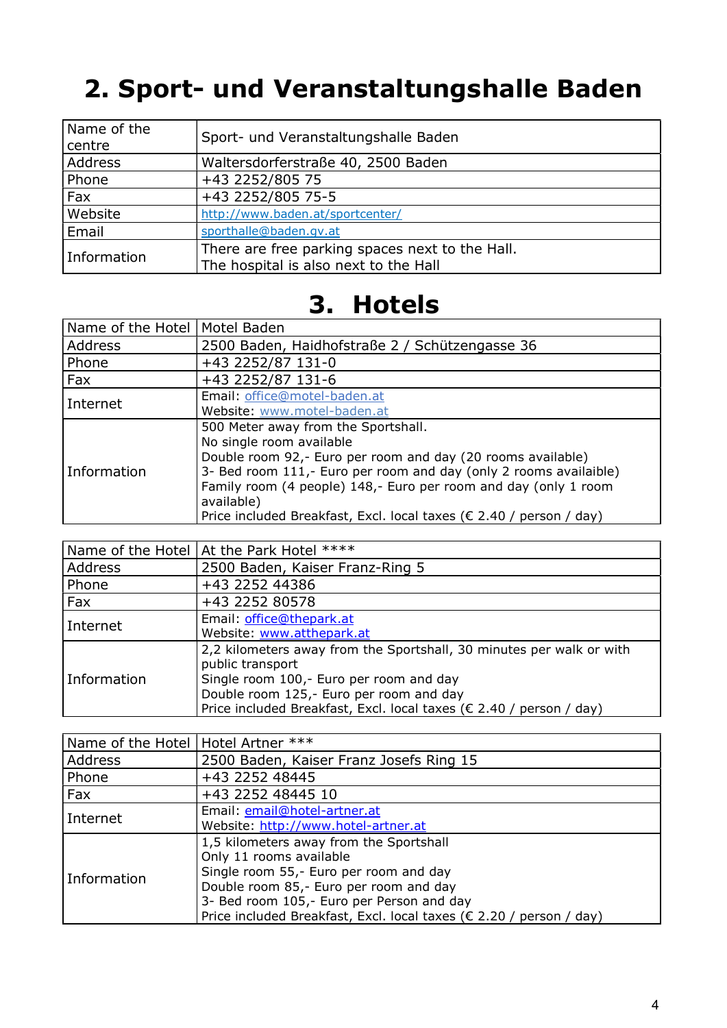# 2. Sport- und Veranstaltungshalle Baden

| Name of the centre | Sport- und Veranstaltungshalle Baden |
|---|---|
| Address | Waltersdorferstraße 40, 2500 Baden |
| Phone | +43 2252/805 75 |
| Fax | +43 2252/805 75-5 |
| Website | http://www.baden.at/sportcenter/ |
| Email | sporthalle@baden.gv.at |
| Information | There are free parking spaces next to the Hall.<br>The hospital is also next to the Hall |

# 3. Hotels

| Name of the Hotel | Motel Baden |
|---|---|
| Address | 2500 Baden, Haidhofstraße 2 / Schützengasse 36 |
| Phone | +43 2252/87 131-0 |
| Fax | +43 2252/87 131-6 |
| Internet | Email: office@motel-baden.at<br>Website: www.motel-baden.at |
| Information | 500 Meter away from the Sportshall.<br>No single room available<br>Double room 92,- Euro per room and day (20 rooms available)<br>3- Bed room 111,- Euro per room and day (only 2 rooms availaible)<br>Family room (4 people) 148,- Euro per room and day (only 1 room available)<br>Price included Breakfast, Excl. local taxes (€ 2.40 / person / day) |

| Name of the Hotel | At the Park Hotel **** |
|---|---|
| Address | 2500 Baden, Kaiser Franz-Ring 5 |
| Phone | +43 2252 44386 |
| Fax | +43 2252 80578 |
| Internet | Email: office@thepark.at<br>Website: www.atthepark.at |
| Information | 2,2 kilometers away from the Sportshall, 30 minutes per walk or with public transport<br>Single room 100,- Euro per room and day<br>Double room 125,- Euro per room and day<br>Price included Breakfast, Excl. local taxes (€ 2.40 / person / day) |

| Name of the Hotel | Hotel Artner *** |
|---|---|
| Address | 2500 Baden, Kaiser Franz Josefs Ring 15 |
| Phone | +43 2252 48445 |
| Fax | +43 2252 48445 10 |
| Internet | Email: email@hotel-artner.at<br>Website: http://www.hotel-artner.at |
| Information | 1,5 kilometers away from the Sportshall<br>Only 11 rooms available<br>Single room 55,- Euro per room and day<br>Double room 85,- Euro per room and day<br>3- Bed room 105,- Euro per Person and day<br>Price included Breakfast, Excl. local taxes (€ 2.20 / person / day) |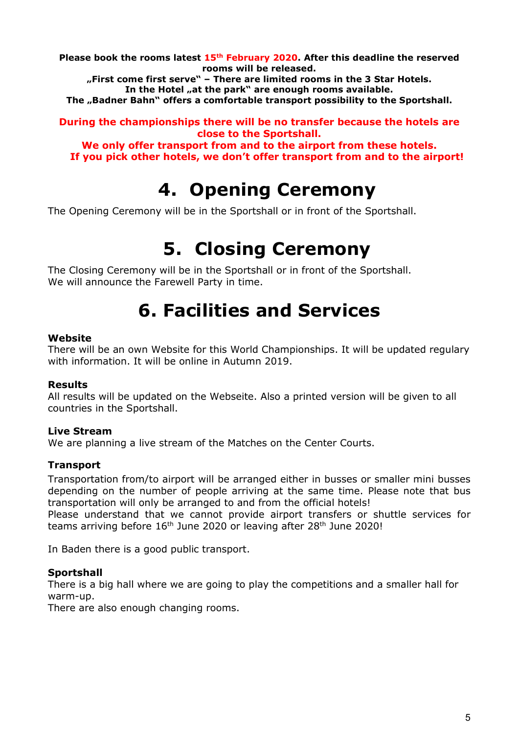**Please book the rooms latest 15th February 2020. After this deadline the reserved rooms will be released.**
**„First come first serve" – There are limited rooms in the 3 Star Hotels.**
**In the Hotel „at the park" are enough rooms available.**
**The „Badner Bahn" offers a comfortable transport possibility to the Sportshall.**

**During the championships there will be no transfer because the hotels are close to the Sportshall.**
**We only offer transport from and to the airport from these hotels.**
**If you pick other hotels, we don't offer transport from and to the airport!**

# 4. Opening Ceremony

The Opening Ceremony will be in the Sportshall or in front of the Sportshall.

# 5. Closing Ceremony

The Closing Ceremony will be in the Sportshall or in front of the Sportshall.
We will announce the Farewell Party in time.

# 6. Facilities and Services

**Website**
There will be an own Website for this World Championships. It will be updated regulary with information. It will be online in Autumn 2019.

**Results**
All results will be updated on the Webseite. Also a printed version will be given to all countries in the Sportshall.

**Live Stream**
We are planning a live stream of the Matches on the Center Courts.

**Transport**
Transportation from/to airport will be arranged either in busses or smaller mini busses depending on the number of people arriving at the same time. Please note that bus transportation will only be arranged to and from the official hotels!
Please understand that we cannot provide airport transfers or shuttle services for teams arriving before 16th June 2020 or leaving after 28th June 2020!

In Baden there is a good public transport.

**Sportshall**
There is a big hall where we are going to play the competitions and a smaller hall for warm-up.
There are also enough changing rooms.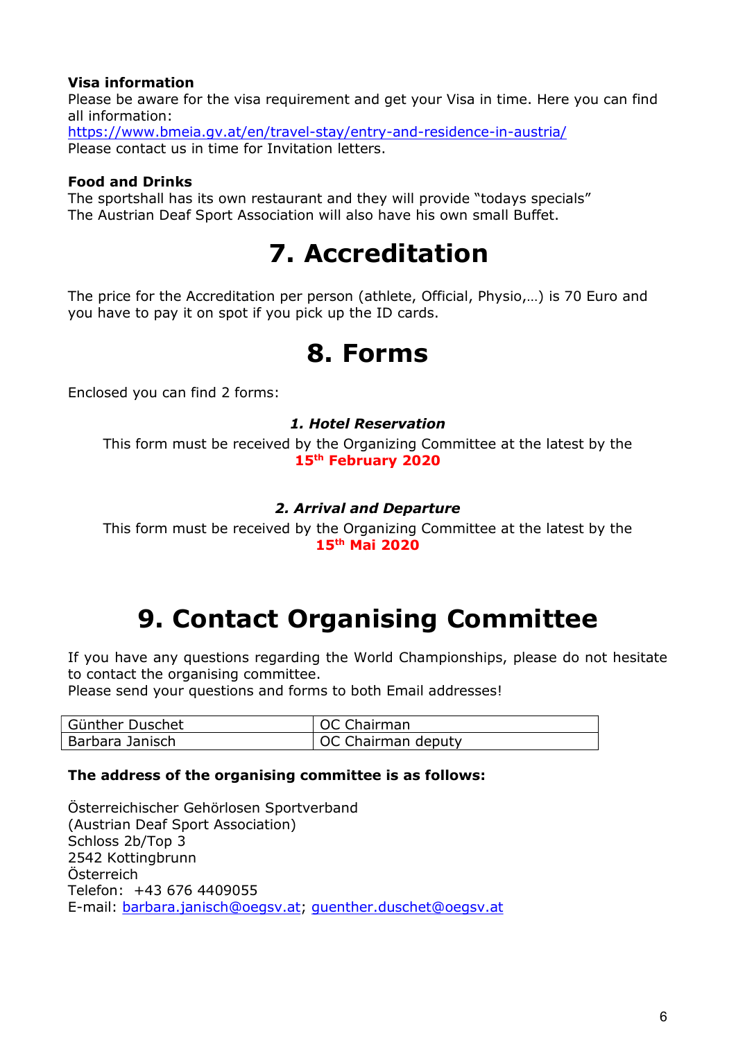**Visa information**
Please be aware for the visa requirement and get your Visa in time. Here you can find all information:
https://www.bmeia.gv.at/en/travel-stay/entry-and-residence-in-austria/
Please contact us in time for Invitation letters.

**Food and Drinks**
The sportshall has its own restaurant and they will provide "todays specials"
The Austrian Deaf Sport Association will also have his own small Buffet.

# 7. Accreditation

The price for the Accreditation per person (athlete, Official, Physio,…) is 70 Euro and you have to pay it on spot if you pick up the ID cards.

# 8. Forms

Enclosed you can find 2 forms:

***1. Hotel Reservation***

This form must be received by the Organizing Committee at the latest by the
**15th February 2020**

***2. Arrival and Departure***

This form must be received by the Organizing Committee at the latest by the
**15th Mai 2020**

# 9. Contact Organising Committee

If you have any questions regarding the World Championships, please do not hesitate to contact the organising committee.
Please send your questions and forms to both Email addresses!

| | |
|---|---|
| Günther Duschet | OC Chairman |
| Barbara Janisch | OC Chairman deputy |

**The address of the organising committee is as follows:**

Österreichischer Gehörlosen Sportverband
(Austrian Deaf Sport Association)
Schloss 2b/Top 3
2542 Kottingbrunn
Österreich
Telefon: +43 676 4409055
E-mail: barbara.janisch@oegsv.at; guenther.duschet@oegsv.at